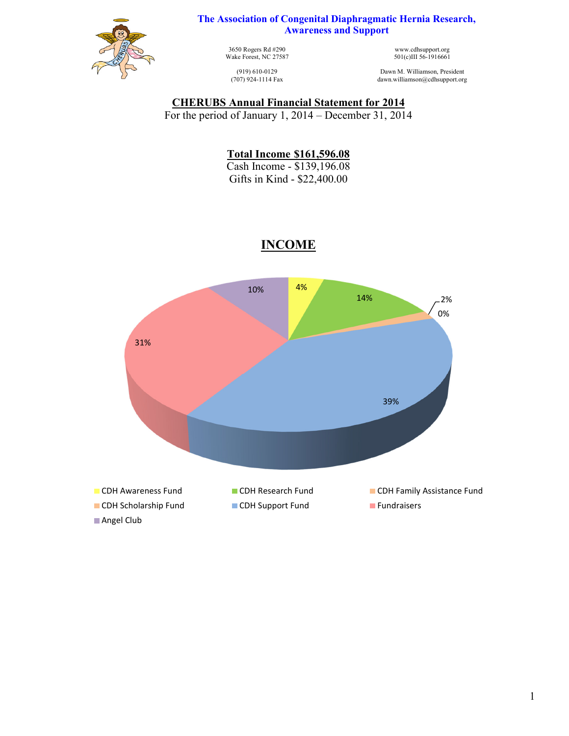# The Association of Congenital Diaphragmatic Hernia Research, Awareness and Support

3650 Rogers Rd #290
Wake Forest, NC 27587

(919) 610-0129
(707) 924-1114 Fax

www.cdhsupport.org
501(c)III 56-1916661

Dawn M. Williamson, President
dawn.williamson@cdhsupport.org

## CHERUBS Annual Financial Statement for 2014

For the period of January 1, 2014 – December 31, 2014

**Total Income $161,596.08**

Cash Income - $139,196.08

Gifts in Kind - $22,400.00

## INCOME

| Category | Percentage |
|---|---|
| CDH Awareness Fund | 4% |
| CDH Research Fund | 14% |
| CDH Family Assistance Fund | 2% |
| CDH Scholarship Fund | 0% |
| CDH Support Fund | 39% |
| Fundraisers | 31% |
| Angel Club | 10% |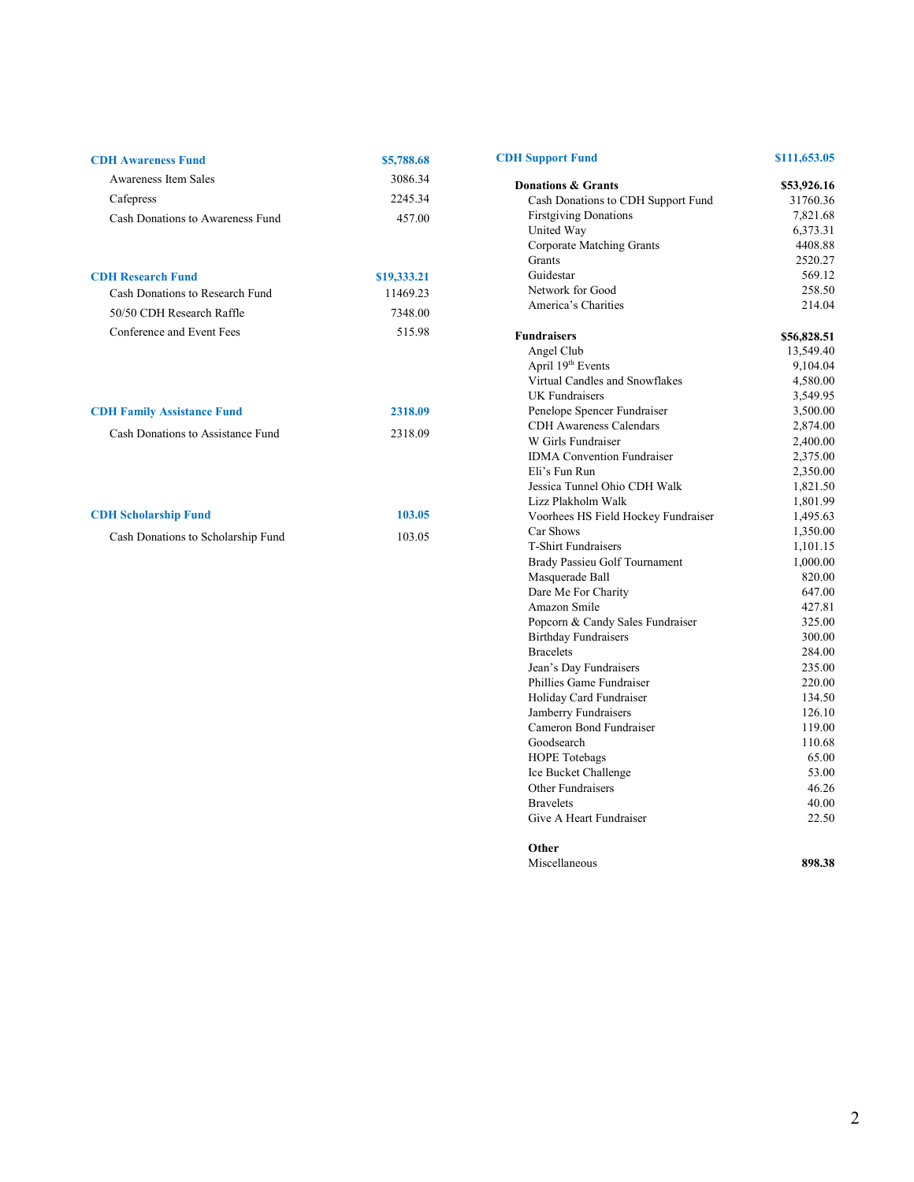## CDH Awareness Fund — $5,788.68

| Item | Amount |
|---|---|
| Awareness Item Sales | 3086.34 |
| Cafepress | 2245.34 |
| Cash Donations to Awareness Fund | 457.00 |

## CDH Research Fund — $19,333.21

| Item | Amount |
|---|---|
| Cash Donations to Research Fund | 11469.23 |
| 50/50 CDH Research Raffle | 7348.00 |
| Conference and Event Fees | 515.98 |

## CDH Family Assistance Fund — 2318.09

| Item | Amount |
|---|---|
| Cash Donations to Assistance Fund | 2318.09 |

## CDH Scholarship Fund — 103.05

| Item | Amount |
|---|---|
| Cash Donations to Scholarship Fund | 103.05 |

## CDH Support Fund — $111,653.05

| Item | Amount |
|---|---|
| **Donations & Grants** | **$53,926.16** |
| Cash Donations to CDH Support Fund | 31760.36 |
| Firstgiving Donations | 7,821.68 |
| United Way | 6,373.31 |
| Corporate Matching Grants | 4408.88 |
| Grants | 2520.27 |
| Guidestar | 569.12 |
| Network for Good | 258.50 |
| America's Charities | 214.04 |
| **Fundraisers** | **$56,828.51** |
| Angel Club | 13,549.40 |
| April 19th Events | 9,104.04 |
| Virtual Candles and Snowflakes | 4,580.00 |
| UK Fundraisers | 3,549.95 |
| Penelope Spencer Fundraiser | 3,500.00 |
| CDH Awareness Calendars | 2,874.00 |
| W Girls Fundraiser | 2,400.00 |
| IDMA Convention Fundraiser | 2,375.00 |
| Eli's Fun Run | 2,350.00 |
| Jessica Tunnel Ohio CDH Walk | 1,821.50 |
| Lizz Plakholm Walk | 1,801.99 |
| Voorhees HS Field Hockey Fundraiser | 1,495.63 |
| Car Shows | 1,350.00 |
| T-Shirt Fundraisers | 1,101.15 |
| Brady Passieu Golf Tournament | 1,000.00 |
| Masquerade Ball | 820.00 |
| Dare Me For Charity | 647.00 |
| Amazon Smile | 427.81 |
| Popcorn & Candy Sales Fundraiser | 325.00 |
| Birthday Fundraisers | 300.00 |
| Bracelets | 284.00 |
| Jean's Day Fundraisers | 235.00 |
| Phillies Game Fundraiser | 220.00 |
| Holiday Card Fundraiser | 134.50 |
| Jamberry Fundraisers | 126.10 |
| Cameron Bond Fundraiser | 119.00 |
| Goodsearch | 110.68 |
| HOPE Totebags | 65.00 |
| Ice Bucket Challenge | 53.00 |
| Other Fundraisers | 46.26 |
| Bravelets | 40.00 |
| Give A Heart Fundraiser | 22.50 |
| **Other** | |
| Miscellaneous | **898.38** |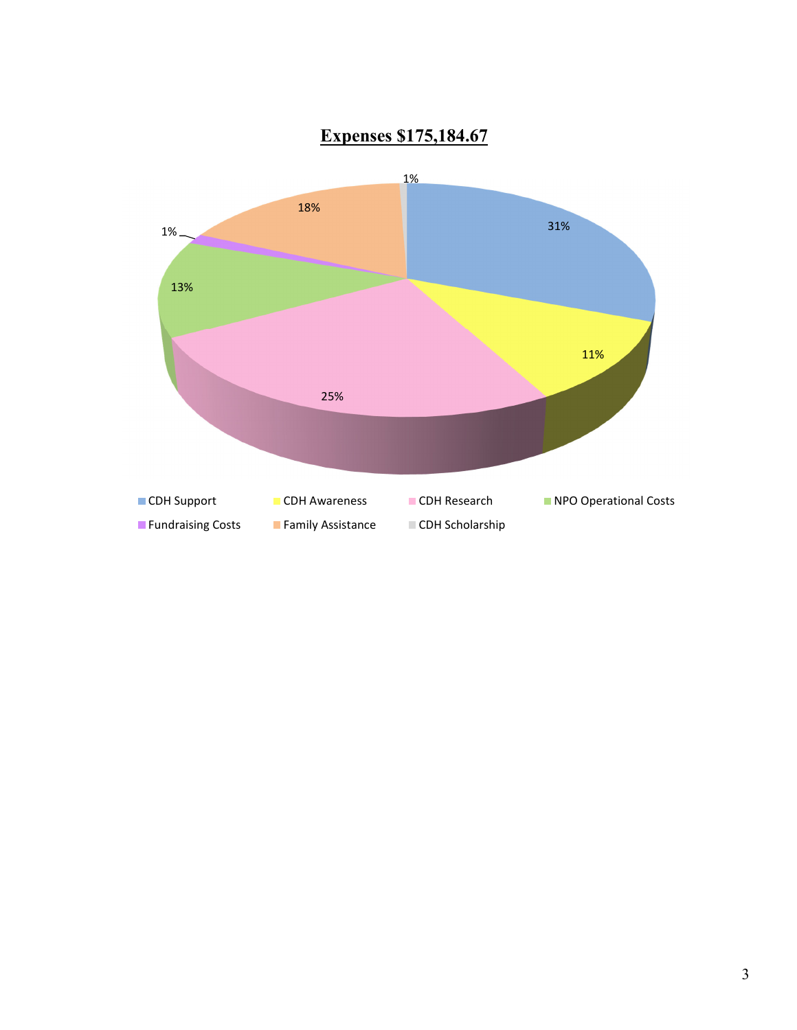**Expenses $175,184.67**

| Category | Percentage |
|---|---|
| CDH Support | 31% |
| CDH Awareness | 11% |
| CDH Research | 25% |
| NPO Operational Costs | 13% |
| Fundraising Costs | 1% |
| Family Assistance | 18% |
| CDH Scholarship | 1% |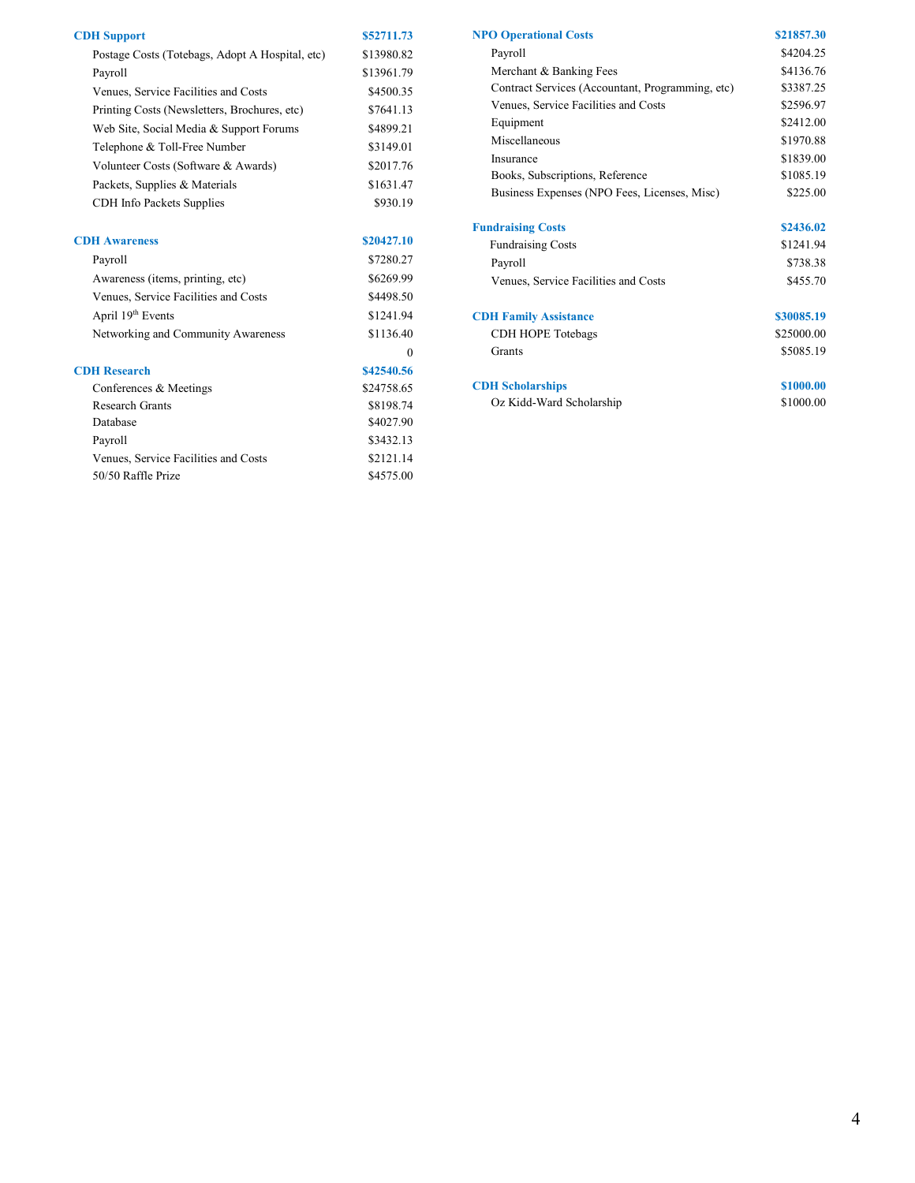| | |
|---|---|
| **CDH Support** | **$52711.73** |
| Postage Costs (Totebags, Adopt A Hospital, etc) | $13980.82 |
| Payroll | $13961.79 |
| Venues, Service Facilities and Costs | $4500.35 |
| Printing Costs (Newsletters, Brochures, etc) | $7641.13 |
| Web Site, Social Media & Support Forums | $4899.21 |
| Telephone & Toll-Free Number | $3149.01 |
| Volunteer Costs (Software & Awards) | $2017.76 |
| Packets, Supplies & Materials | $1631.47 |
| CDH Info Packets Supplies | $930.19 |

| | |
|---|---|
| **CDH Awareness** | **$20427.10** |
| Payroll | $7280.27 |
| Awareness (items, printing, etc) | $6269.99 |
| Venues, Service Facilities and Costs | $4498.50 |
| April 19th Events | $1241.94 |
| Networking and Community Awareness | $1136.40 |
| | 0 |

| | |
|---|---|
| **CDH Research** | **$42540.56** |
| Conferences & Meetings | $24758.65 |
| Research Grants | $8198.74 |
| Database | $4027.90 |
| Payroll | $3432.13 |
| Venues, Service Facilities and Costs | $2121.14 |
| 50/50 Raffle Prize | $4575.00 |

| | |
|---|---|
| **NPO Operational Costs** | **$21857.30** |
| Payroll | $4204.25 |
| Merchant & Banking Fees | $4136.76 |
| Contract Services (Accountant, Programming, etc) | $3387.25 |
| Venues, Service Facilities and Costs | $2596.97 |
| Equipment | $2412.00 |
| Miscellaneous | $1970.88 |
| Insurance | $1839.00 |
| Books, Subscriptions, Reference | $1085.19 |
| Business Expenses (NPO Fees, Licenses, Misc) | $225.00 |

| | |
|---|---|
| **Fundraising Costs** | **$2436.02** |
| Fundraising Costs | $1241.94 |
| Payroll | $738.38 |
| Venues, Service Facilities and Costs | $455.70 |

| | |
|---|---|
| **CDH Family Assistance** | **$30085.19** |
| CDH HOPE Totebags | $25000.00 |
| Grants | $5085.19 |

| | |
|---|---|
| **CDH Scholarships** | **$1000.00** |
| Oz Kidd-Ward Scholarship | $1000.00 |